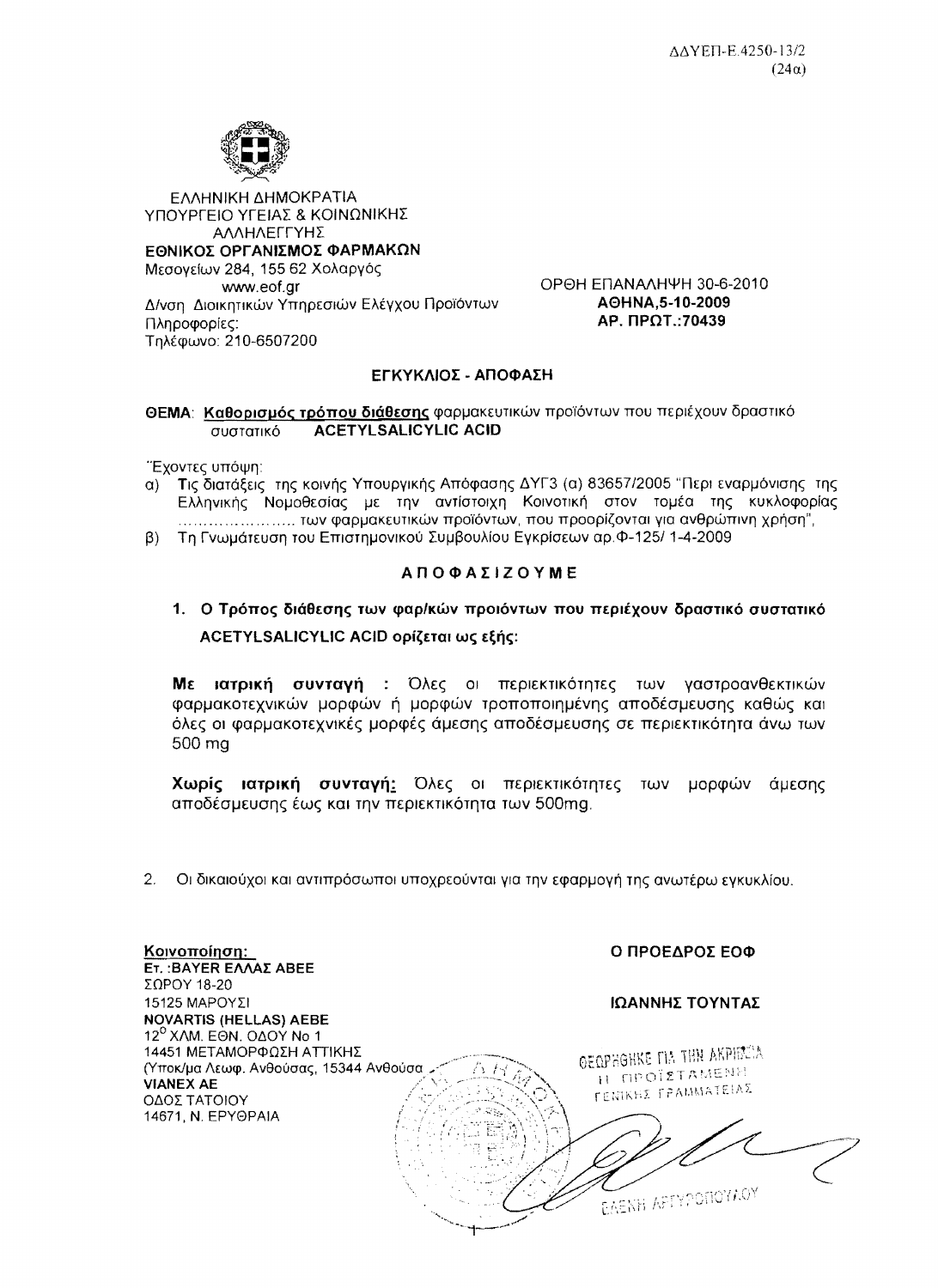ΔΔΥΕΠ-Ε.4250-13/2
(24α)

ΕΛΛΗΝΙΚΗ ΔΗΜΟΚΡΑΤΙΑ
ΥΠΟΥΡΓΕΙΟ ΥΓΕΙΑΣ & ΚΟΙΝΩΝΙΚΗΣ ΑΛΛΗΛΕΓΓΥΗΣ
**ΕΘΝΙΚΟΣ ΟΡΓΑΝΙΣΜΟΣ ΦΑΡΜΑΚΩΝ**
Μεσογείων 284, 155 62 Χολαργός
www.eof.gr
Δ/νση Διοικητικών Υπηρεσιών Ελέγχου Προϊόντων
Πληροφορίες:
Τηλέφωνο: 210-6507200

ΟΡΘΗ ΕΠΑΝΑΛΗΨΗ 30-6-2010
**ΑΘΗΝΑ,5-10-2009**
**ΑΡ. ΠΡΩΤ.:70439**

## ΕΓΚΥΚΛΙΟΣ - ΑΠΟΦΑΣΗ

**ΘΕΜΑ**: **Καθορισμός τρόπου διάθεσης** φαρμακευτικών προϊόντων που περιέχουν δραστικό συστατικό **ACETYLSALICYLIC ACID**

Έχοντες υπόψη:

α) Τις διατάξεις της κοινής Υπουργικής Απόφασης ΔΥΓ3 (α) 83657/2005 "Περί εναρμόνισης της Ελληνικής Νομοθεσίας με την αντίστοιχη Κοινοτική στον τομέα της κυκλοφορίας ...................... των φαρμακευτικών προϊόντων, που προορίζονται για ανθρώπινη χρήση",

β) Τη Γνωμάτευση του Επιστημονικού Συμβουλίου Εγκρίσεων αρ.Φ-125/ 1-4-2009

## ΑΠΟΦΑΣΙΖΟΥΜΕ

1. **Ο Τρόπος διάθεσης των φαρ/κών προϊόντων που περιέχουν δραστικό συστατικό ACETYLSALICYLIC ACID ορίζεται ως εξής:**

   **Με ιατρική συνταγή** : Όλες οι περιεκτικότητες των γαστροανθεκτικών φαρμακοτεχνικών μορφών ή μορφών τροποποιημένης αποδέσμευσης καθώς και όλες οι φαρμακοτεχνικές μορφές άμεσης αποδέσμευσης σε περιεκτικότητα άνω των 500 mg

   **Χωρίς ιατρική συνταγή:** Όλες οι περιεκτικότητες των μορφών άμεσης αποδέσμευσης έως και την περιεκτικότητα των 500mg.

2. Οι δικαιούχοι και αντιπρόσωποι υποχρεούνται για την εφαρμογή της ανωτέρω εγκυκλίου.

**Κοινοποίηση:**
**Ετ. :BAYER ΕΛΛΑΣ ΑΒΕΕ**
ΣΩΡΟΥ 18-20
15125 ΜΑΡΟΥΣΙ
**NOVARTIS (HELLAS) AEBE**
12[ο] ΧΛΜ. ΕΘΝ. ΟΔΟΥ Νο 1
14451 ΜΕΤΑΜΟΡΦΩΣΗ ΑΤΤΙΚΗΣ
(Υποκ/μα Λεωφ. Ανθούσας, 15344 Ανθούσα
**VIANEX AE**
ΟΔΟΣ ΤΑΤΟΙΟΥ
14671, Ν. ΕΡΥΘΡΑΙΑ

**Ο ΠΡΟΕΔΡΟΣ ΕΟΦ**

**ΙΩΑΝΝΗΣ ΤΟΥΝΤΑΣ**

ΘΕΩΡΗΘΗΚΕ ΓΙΑ ΤΗΝ ΑΚΡΙΒΕΙΑ
Η ΠΡΟΪΣΤΑΜΕΝΗ
ΓΕΝΙΚΗΣ ΓΡΑΜΜΑΤΕΙΑΣ

ΕΛΕΝΗ ΑΡΓΥΡΟΠΟΥΛΟΥ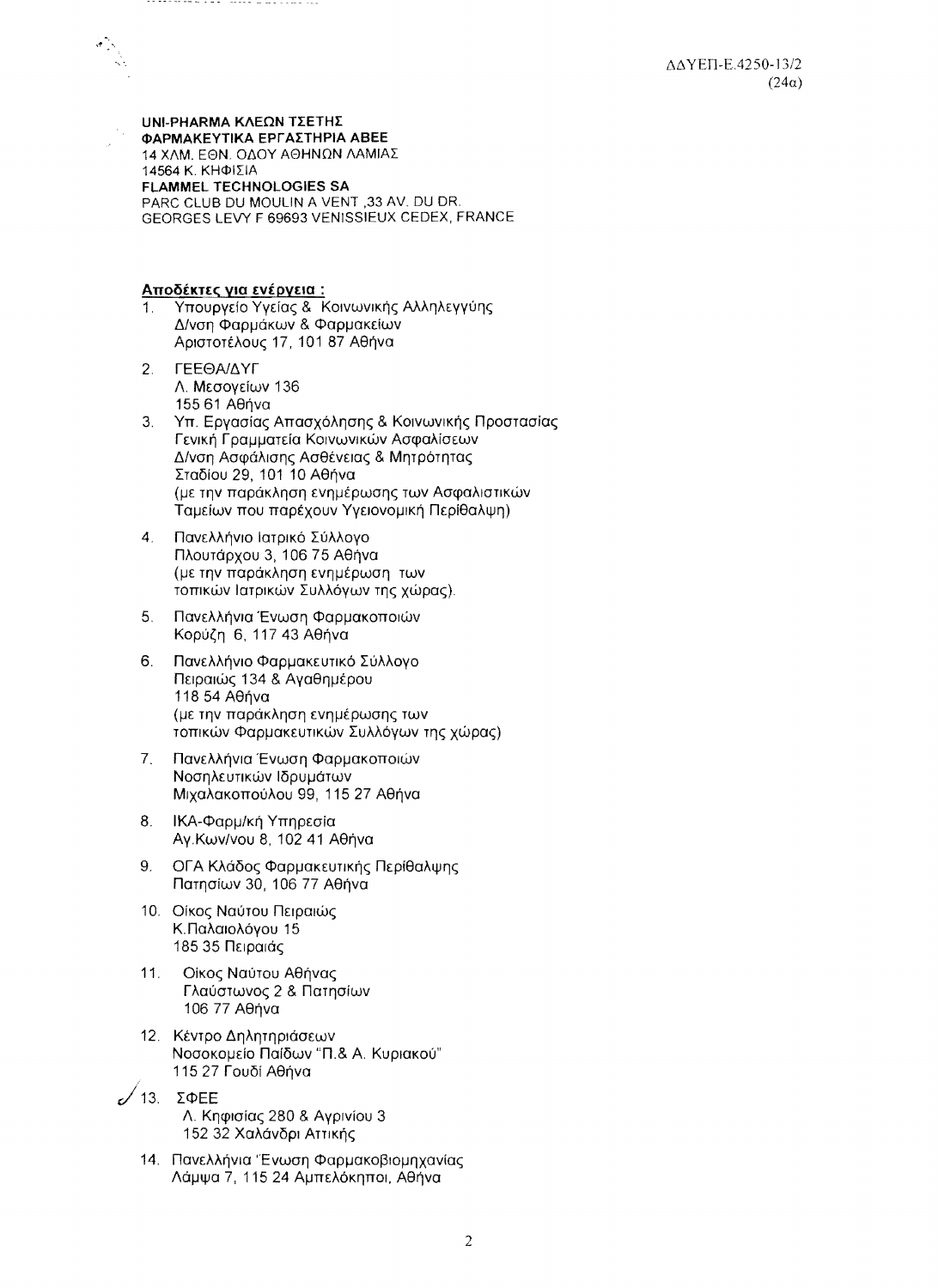ΔΔΥΕΠ-Ε.4250-13/2
(24α)

**UNI-PHARMA ΚΛΕΩΝ ΤΣΕΤΗΣ**
**ΦΑΡΜΑΚΕΥΤΙΚΑ ΕΡΓΑΣΤΗΡΙΑ ΑΒΕΕ**
14 ΧΛΜ. ΕΘΝ. ΟΔΟΥ ΑΘΗΝΩΝ ΛΑΜΙΑΣ
14564 Κ. ΚΗΦΙΣΙΑ
**FLAMMEL TECHNOLOGIES SA**
PARC CLUB DU MOULIN A VENT ,33 AV. DU DR.
GEORGES LEVY F 69693 VENISSIEUX CEDEX, FRANCE

**Αποδέκτες για ενέργεια :**

1. Υπουργείο Υγείας & Κοινωνικής Αλληλεγγύης
   Δ/νση Φαρμάκων & Φαρμακείων
   Αριστοτέλους 17, 101 87 Αθήνα
2. ΓΕΕΘΑ/ΔΥΓ
   Λ. Μεσογείων 136
   155 61 Αθήνα
3. Υπ. Εργασίας Απασχόλησης & Κοινωνικής Προστασίας
   Γενική Γραμματεία Κοινωνικών Ασφαλίσεων
   Δ/νση Ασφάλισης Ασθένειας & Μητρότητας
   Σταδίου 29, 101 10 Αθήνα
   (με την παράκληση ενημέρωσης των Ασφαλιστικών
   Ταμείων που παρέχουν Υγειονομική Περίθαλψη)
4. Πανελλήνιο Ιατρικό Σύλλογο
   Πλουτάρχου 3, 106 75 Αθήνα
   (με την παράκληση ενημέρωση των
   τοπικών Ιατρικών Συλλόγων της χώρας).
5. Πανελλήνια Ένωση Φαρμακοποιών
   Κορύζη 6, 117 43 Αθήνα
6. Πανελλήνιο Φαρμακευτικό Σύλλογο
   Πειραιώς 134 & Αγαθημέρου
   118 54 Αθήνα
   (με την παράκληση ενημέρωσης των
   τοπικών Φαρμακευτικών Συλλόγων της χώρας)
7. Πανελλήνια Ένωση Φαρμακοποιών
   Νοσηλευτικών Ιδρυμάτων
   Μιχαλακοπούλου 99, 115 27 Αθήνα
8. ΙΚΑ-Φαρμ/κή Υπηρεσία
   Αγ.Κων/νου 8, 102 41 Αθήνα
9. ΟΓΑ Κλάδος Φαρμακευτικής Περίθαλψης
   Πατησίων 30, 106 77 Αθήνα
10. Οίκος Ναύτου Πειραιώς
    Κ.Παλαιολόγου 15
    185 35 Πειραιάς
11. Οίκος Ναύτου Αθήνας
    Γλαύστωνος 2 & Πατησίων
    106 77 Αθήνα
12. Κέντρο Δηλητηριάσεων
    Νοσοκομείο Παίδων "Π.& Α. Κυριακού"
    115 27 Γουδί Αθήνα
13. ΣΦΕΕ
    Λ. Κηφισίας 280 & Αγρινίου 3
    152 32 Χαλάνδρι Αττικής
14. Πανελλήνια Ένωση Φαρμακοβιομηχανίας
    Λάμψα 7, 115 24 Αμπελόκηποι, Αθήνα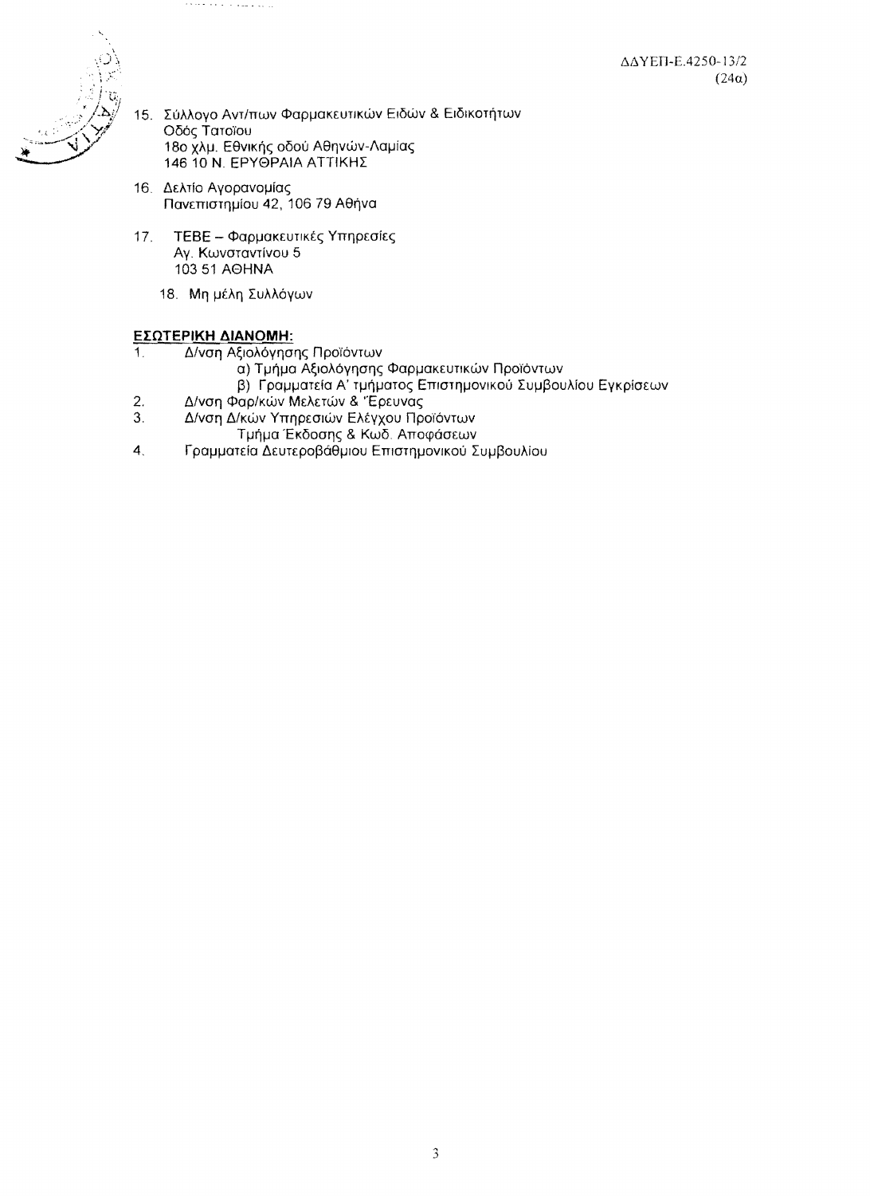ΔΔΥΕΠ-Ε.4250-13/2
(24α)

15. Σύλλογο Αντ/πων Φαρμακευτικών Ειδών & Ειδικοτήτων
    Οδός Τατοΐου
    18ο χλμ. Εθνικής οδού Αθηνών-Λαμίας
    146 10 Ν. ΕΡΥΘΡΑΙΑ ΑΤΤΙΚΗΣ

16. Δελτίο Αγορανομίας
    Πανεπιστημίου 42, 106 79 Αθήνα

17. ΤΕΒΕ – Φαρμακευτικές Υπηρεσίες
    Αγ. Κωνσταντίνου 5
    103 51 ΑΘΗΝΑ

18. Μη μέλη Συλλόγων

**<u>ΕΣΩΤΕΡΙΚΗ ΔΙΑΝΟΜΗ:</u>**

1. Δ/νση Αξιολόγησης Προϊόντων
   α) Τμήμα Αξιολόγησης Φαρμακευτικών Προϊόντων
   β) Γραμματεία Α' τμήματος Επιστημονικού Συμβουλίου Εγκρίσεων
2. Δ/νση Φαρ/κών Μελετών & Έρευνας
3. Δ/νση Δ/κών Υπηρεσιών Ελέγχου Προϊόντων
   Τμήμα Έκδοσης & Κωδ. Αποφάσεων
4. Γραμματεία Δευτεροβάθμιου Επιστημονικού Συμβουλίου